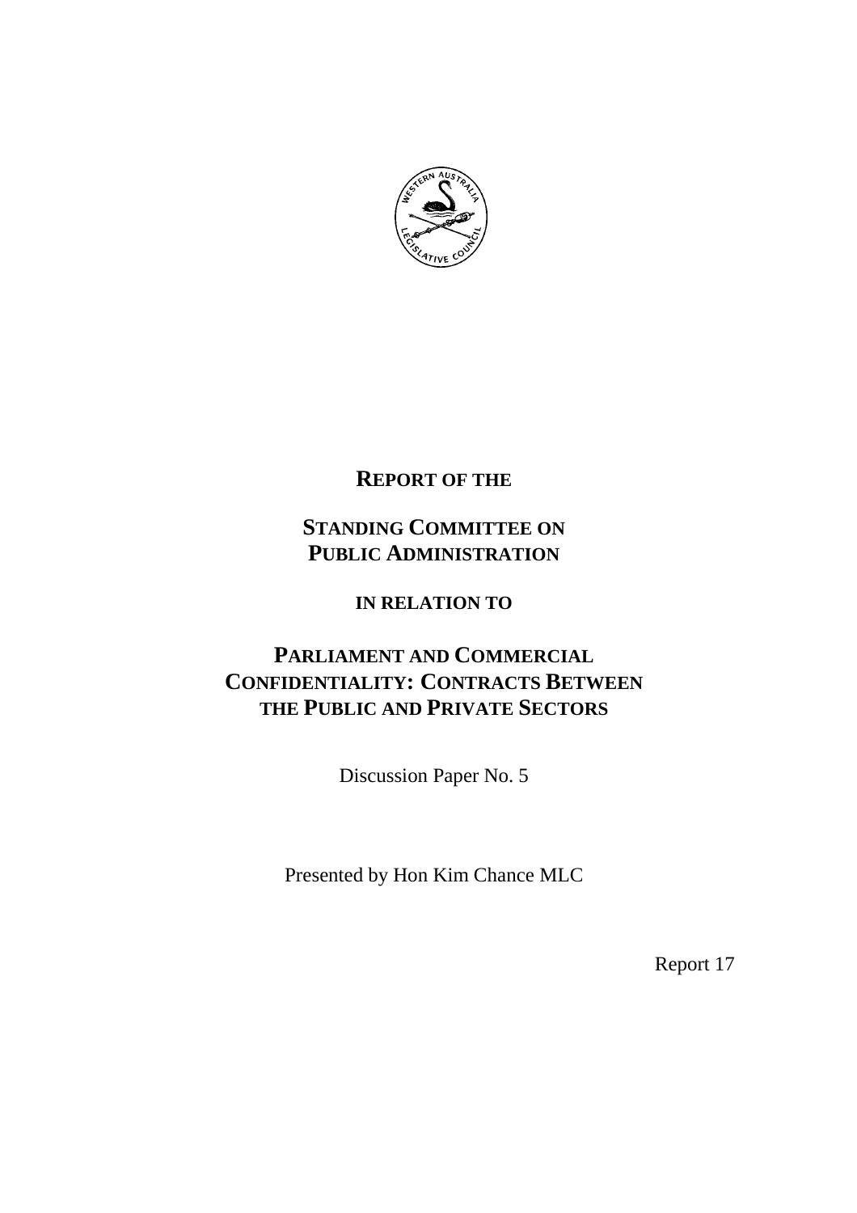# REPORT OF THE

# STANDING COMMITTEE ON PUBLIC ADMINISTRATION

## IN RELATION TO

# PARLIAMENT AND COMMERCIAL CONFIDENTIALITY: CONTRACTS BETWEEN THE PUBLIC AND PRIVATE SECTORS

Discussion Paper No. 5

Presented by Hon Kim Chance MLC

Report 17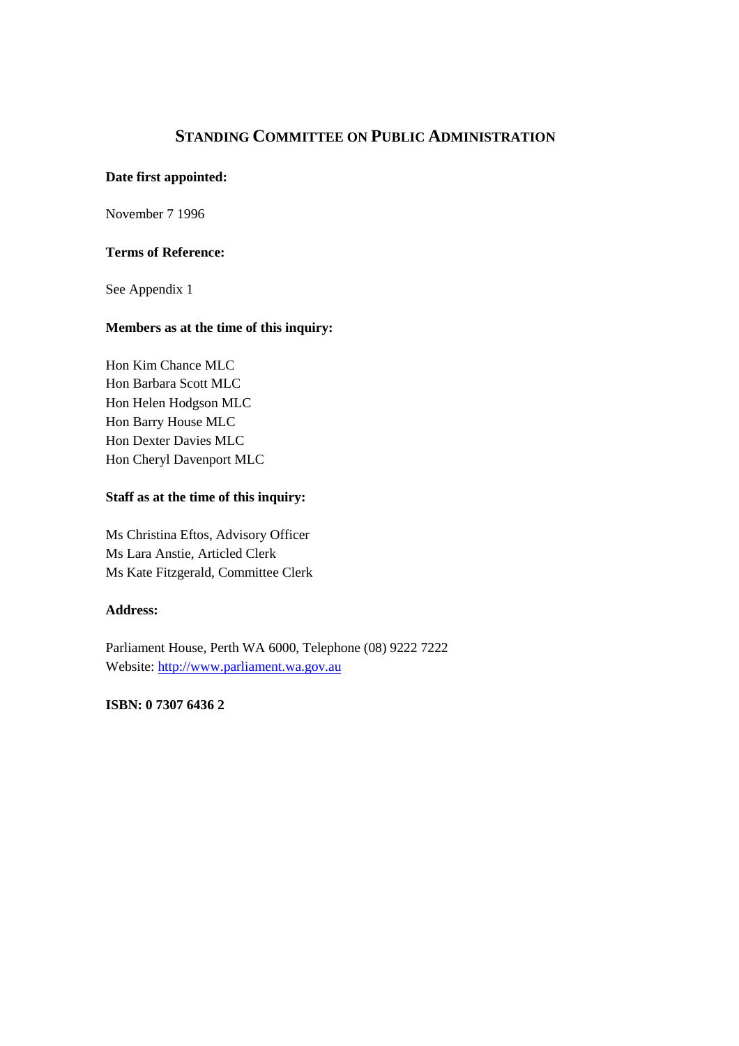# STANDING COMMITTEE ON PUBLIC ADMINISTRATION

**Date first appointed:**

November 7 1996

**Terms of Reference:**

See Appendix 1

**Members as at the time of this inquiry:**

Hon Kim Chance MLC
Hon Barbara Scott MLC
Hon Helen Hodgson MLC
Hon Barry House MLC
Hon Dexter Davies MLC
Hon Cheryl Davenport MLC

**Staff as at the time of this inquiry:**

Ms Christina Eftos, Advisory Officer
Ms Lara Anstie, Articled Clerk
Ms Kate Fitzgerald, Committee Clerk

**Address:**

Parliament House, Perth WA 6000, Telephone (08) 9222 7222
Website: http://www.parliament.wa.gov.au

**ISBN: 0 7307 6436 2**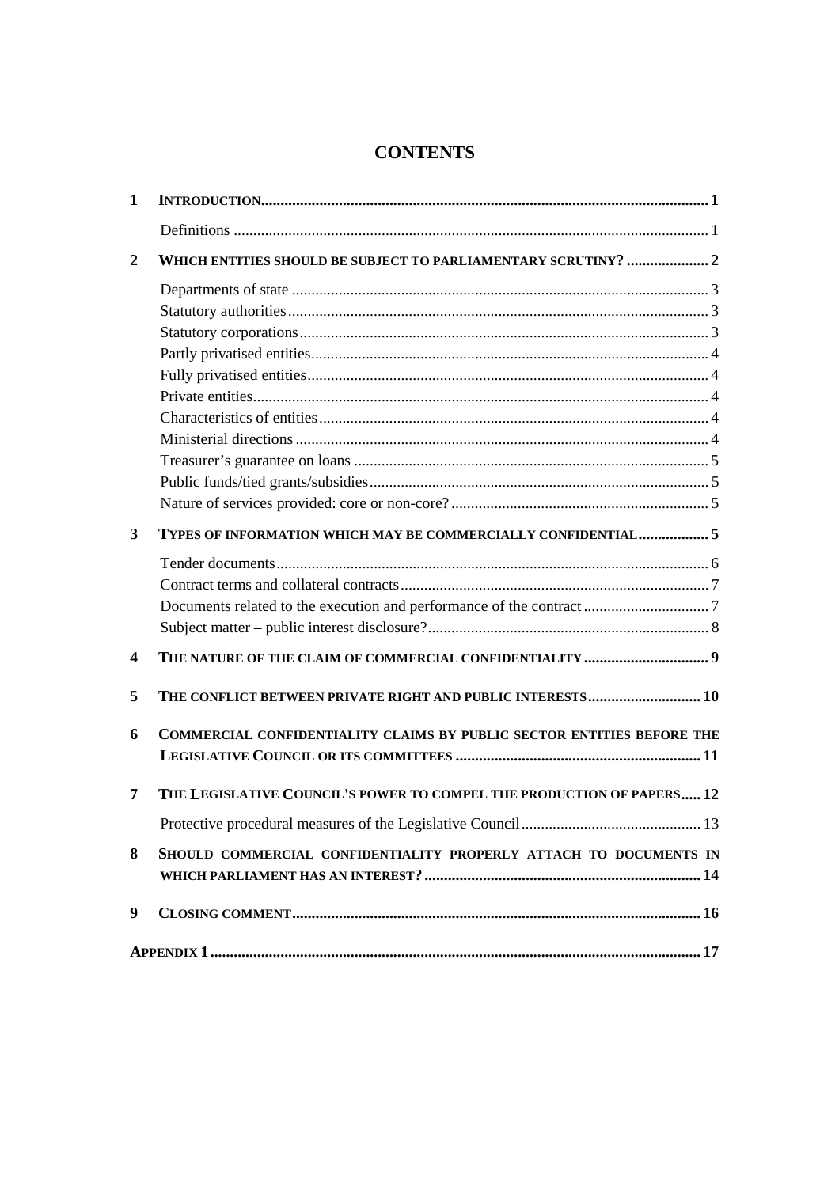# CONTENTS

| | | |
|---|---|---|
| **1** | **INTRODUCTION** | **1** |
| | Definitions | 1 |
| **2** | **WHICH ENTITIES SHOULD BE SUBJECT TO PARLIAMENTARY SCRUTINY?** | **2** |
| | Departments of state | 3 |
| | Statutory authorities | 3 |
| | Statutory corporations | 3 |
| | Partly privatised entities | 4 |
| | Fully privatised entities | 4 |
| | Private entities | 4 |
| | Characteristics of entities | 4 |
| | Ministerial directions | 4 |
| | Treasurer's guarantee on loans | 5 |
| | Public funds/tied grants/subsidies | 5 |
| | Nature of services provided: core or non-core? | 5 |
| **3** | **TYPES OF INFORMATION WHICH MAY BE COMMERCIALLY CONFIDENTIAL** | **5** |
| | Tender documents | 6 |
| | Contract terms and collateral contracts | 7 |
| | Documents related to the execution and performance of the contract | 7 |
| | Subject matter – public interest disclosure? | 8 |
| **4** | **THE NATURE OF THE CLAIM OF COMMERCIAL CONFIDENTIALITY** | **9** |
| **5** | **THE CONFLICT BETWEEN PRIVATE RIGHT AND PUBLIC INTERESTS** | **10** |
| **6** | **COMMERCIAL CONFIDENTIALITY CLAIMS BY PUBLIC SECTOR ENTITIES BEFORE THE LEGISLATIVE COUNCIL OR ITS COMMITTEES** | **11** |
| **7** | **THE LEGISLATIVE COUNCIL'S POWER TO COMPEL THE PRODUCTION OF PAPERS** | **12** |
| | Protective procedural measures of the Legislative Council | 13 |
| **8** | **SHOULD COMMERCIAL CONFIDENTIALITY PROPERLY ATTACH TO DOCUMENTS IN WHICH PARLIAMENT HAS AN INTEREST?** | **14** |
| **9** | **CLOSING COMMENT** | **16** |
| | **APPENDIX 1** | **17** |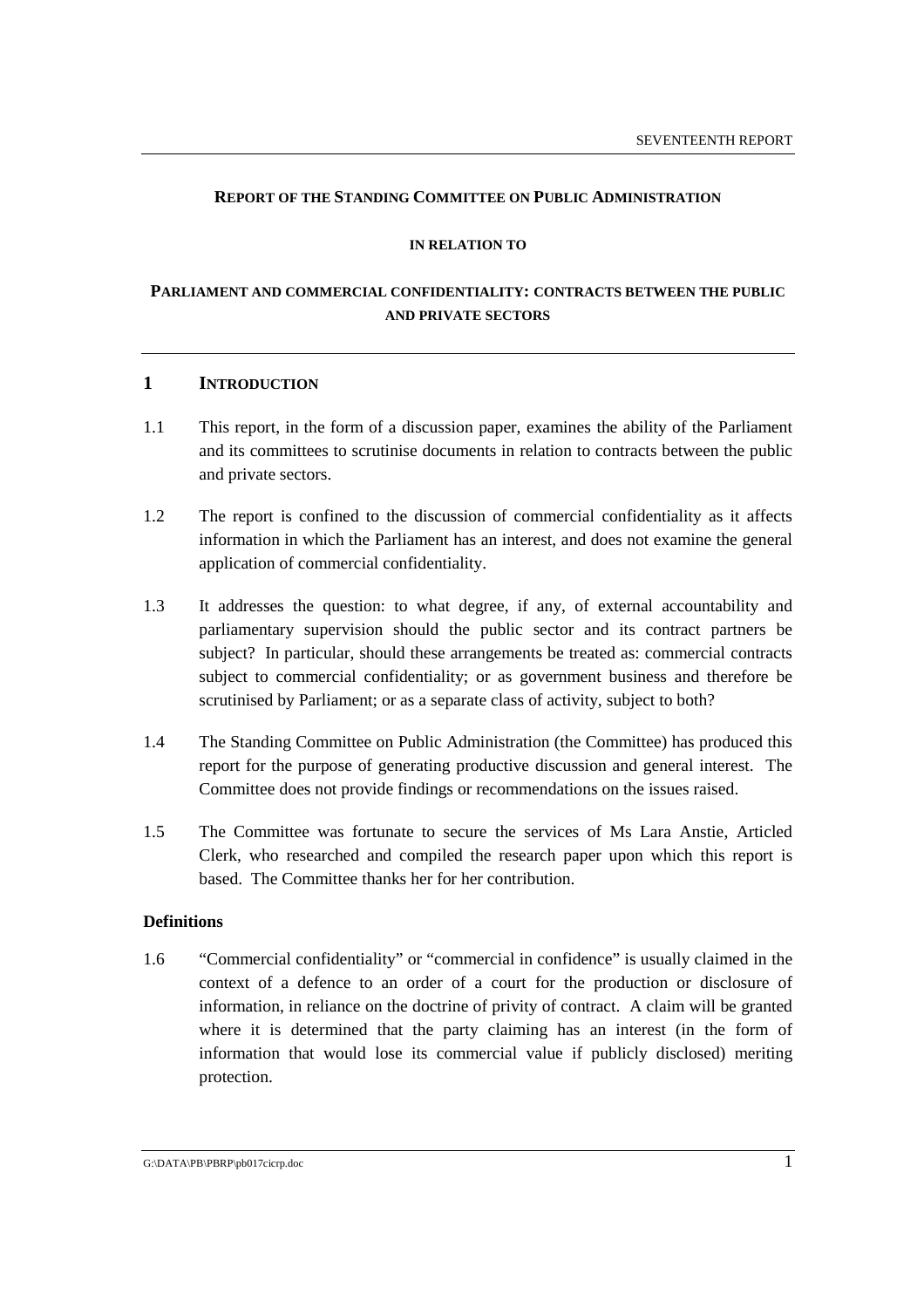**REPORT OF THE STANDING COMMITTEE ON PUBLIC ADMINISTRATION**

**IN RELATION TO**

**PARLIAMENT AND COMMERCIAL CONFIDENTIALITY: CONTRACTS BETWEEN THE PUBLIC AND PRIVATE SECTORS**

## 1 INTRODUCTION

1.1 This report, in the form of a discussion paper, examines the ability of the Parliament and its committees to scrutinise documents in relation to contracts between the public and private sectors.

1.2 The report is confined to the discussion of commercial confidentiality as it affects information in which the Parliament has an interest, and does not examine the general application of commercial confidentiality.

1.3 It addresses the question: to what degree, if any, of external accountability and parliamentary supervision should the public sector and its contract partners be subject? In particular, should these arrangements be treated as: commercial contracts subject to commercial confidentiality; or as government business and therefore be scrutinised by Parliament; or as a separate class of activity, subject to both?

1.4 The Standing Committee on Public Administration (the Committee) has produced this report for the purpose of generating productive discussion and general interest. The Committee does not provide findings or recommendations on the issues raised.

1.5 The Committee was fortunate to secure the services of Ms Lara Anstie, Articled Clerk, who researched and compiled the research paper upon which this report is based. The Committee thanks her for her contribution.

### Definitions

1.6 "Commercial confidentiality" or "commercial in confidence" is usually claimed in the context of a defence to an order of a court for the production or disclosure of information, in reliance on the doctrine of privity of contract. A claim will be granted where it is determined that the party claiming has an interest (in the form of information that would lose its commercial value if publicly disclosed) meriting protection.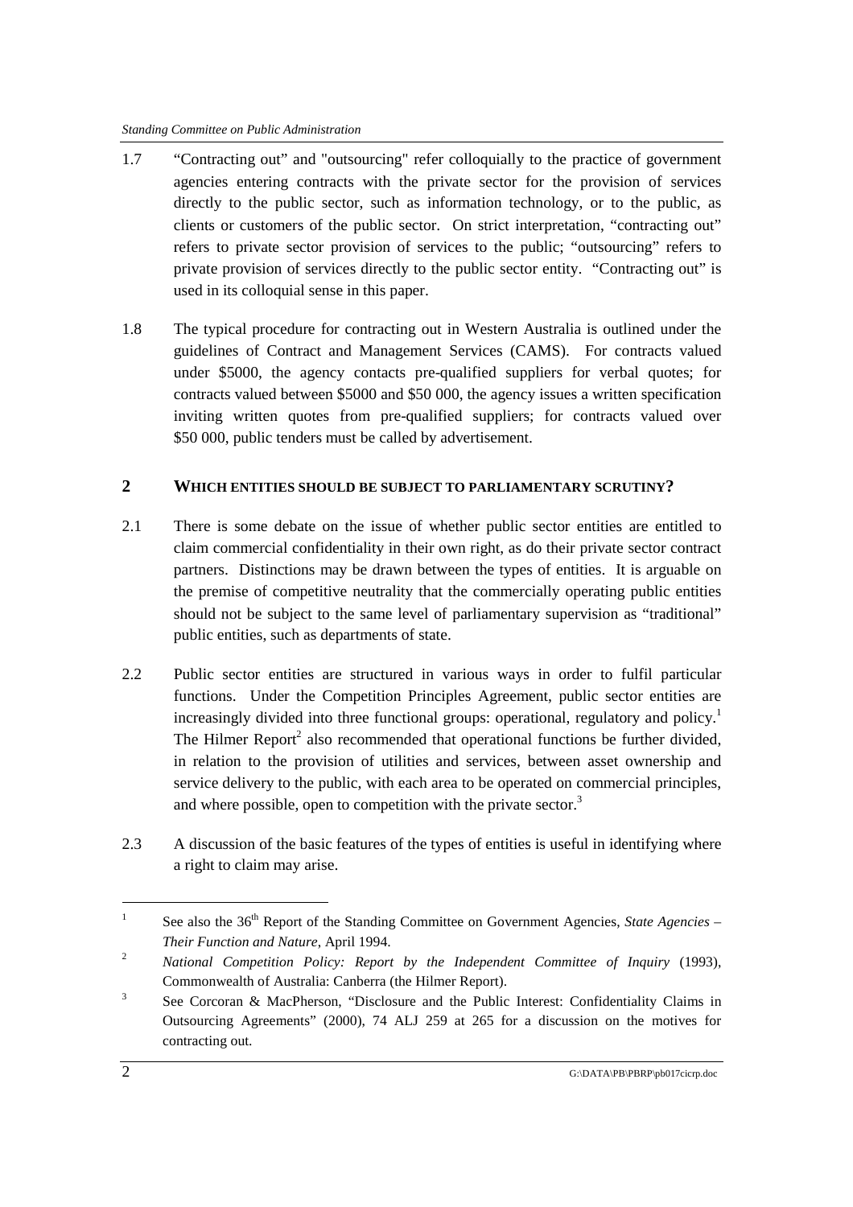1.7 "Contracting out" and "outsourcing" refer colloquially to the practice of government agencies entering contracts with the private sector for the provision of services directly to the public sector, such as information technology, or to the public, as clients or customers of the public sector. On strict interpretation, "contracting out" refers to private sector provision of services to the public; "outsourcing" refers to private provision of services directly to the public sector entity. "Contracting out" is used in its colloquial sense in this paper.

1.8 The typical procedure for contracting out in Western Australia is outlined under the guidelines of Contract and Management Services (CAMS). For contracts valued under $5000, the agency contacts pre-qualified suppliers for verbal quotes; for contracts valued between $5000 and $50 000, the agency issues a written specification inviting written quotes from pre-qualified suppliers; for contracts valued over $50 000, public tenders must be called by advertisement.

## 2 WHICH ENTITIES SHOULD BE SUBJECT TO PARLIAMENTARY SCRUTINY?

2.1 There is some debate on the issue of whether public sector entities are entitled to claim commercial confidentiality in their own right, as do their private sector contract partners. Distinctions may be drawn between the types of entities. It is arguable on the premise of competitive neutrality that the commercially operating public entities should not be subject to the same level of parliamentary supervision as "traditional" public entities, such as departments of state.

2.2 Public sector entities are structured in various ways in order to fulfil particular functions. Under the Competition Principles Agreement, public sector entities are increasingly divided into three functional groups: operational, regulatory and policy.[1] The Hilmer Report[2] also recommended that operational functions be further divided, in relation to the provision of utilities and services, between asset ownership and service delivery to the public, with each area to be operated on commercial principles, and where possible, open to competition with the private sector.[3]

2.3 A discussion of the basic features of the types of entities is useful in identifying where a right to claim may arise.

---

[1] See also the 36th Report of the Standing Committee on Government Agencies, *State Agencies – Their Function and Nature*, April 1994.

[2] *National Competition Policy: Report by the Independent Committee of Inquiry* (1993), Commonwealth of Australia: Canberra (the Hilmer Report).

[3] See Corcoran & MacPherson, "Disclosure and the Public Interest: Confidentiality Claims in Outsourcing Agreements" (2000), 74 ALJ 259 at 265 for a discussion on the motives for contracting out.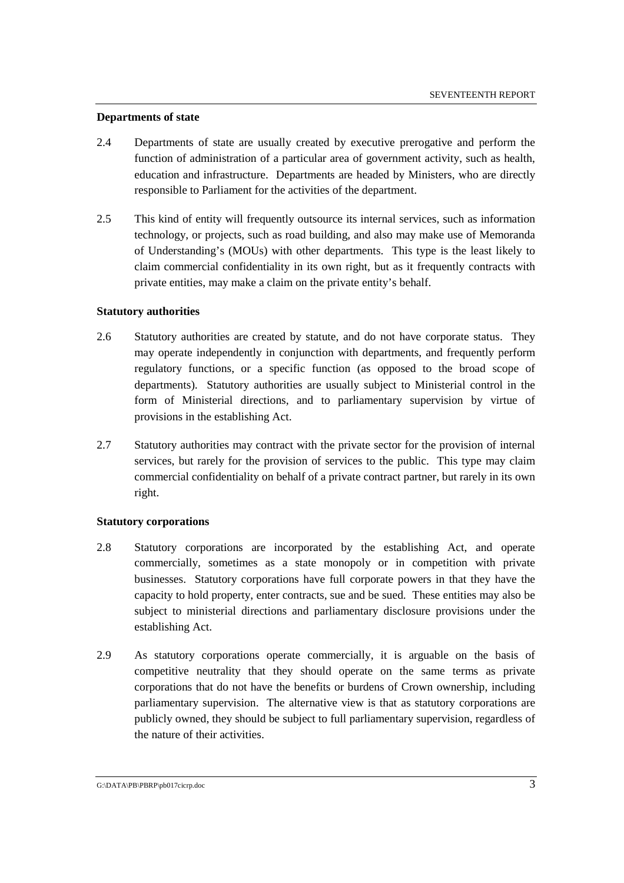### Departments of state

2.4 Departments of state are usually created by executive prerogative and perform the function of administration of a particular area of government activity, such as health, education and infrastructure. Departments are headed by Ministers, who are directly responsible to Parliament for the activities of the department.

2.5 This kind of entity will frequently outsource its internal services, such as information technology, or projects, such as road building, and also may make use of Memoranda of Understanding's (MOUs) with other departments. This type is the least likely to claim commercial confidentiality in its own right, but as it frequently contracts with private entities, may make a claim on the private entity's behalf.

### Statutory authorities

2.6 Statutory authorities are created by statute, and do not have corporate status. They may operate independently in conjunction with departments, and frequently perform regulatory functions, or a specific function (as opposed to the broad scope of departments). Statutory authorities are usually subject to Ministerial control in the form of Ministerial directions, and to parliamentary supervision by virtue of provisions in the establishing Act.

2.7 Statutory authorities may contract with the private sector for the provision of internal services, but rarely for the provision of services to the public. This type may claim commercial confidentiality on behalf of a private contract partner, but rarely in its own right.

### Statutory corporations

2.8 Statutory corporations are incorporated by the establishing Act, and operate commercially, sometimes as a state monopoly or in competition with private businesses. Statutory corporations have full corporate powers in that they have the capacity to hold property, enter contracts, sue and be sued. These entities may also be subject to ministerial directions and parliamentary disclosure provisions under the establishing Act.

2.9 As statutory corporations operate commercially, it is arguable on the basis of competitive neutrality that they should operate on the same terms as private corporations that do not have the benefits or burdens of Crown ownership, including parliamentary supervision. The alternative view is that as statutory corporations are publicly owned, they should be subject to full parliamentary supervision, regardless of the nature of their activities.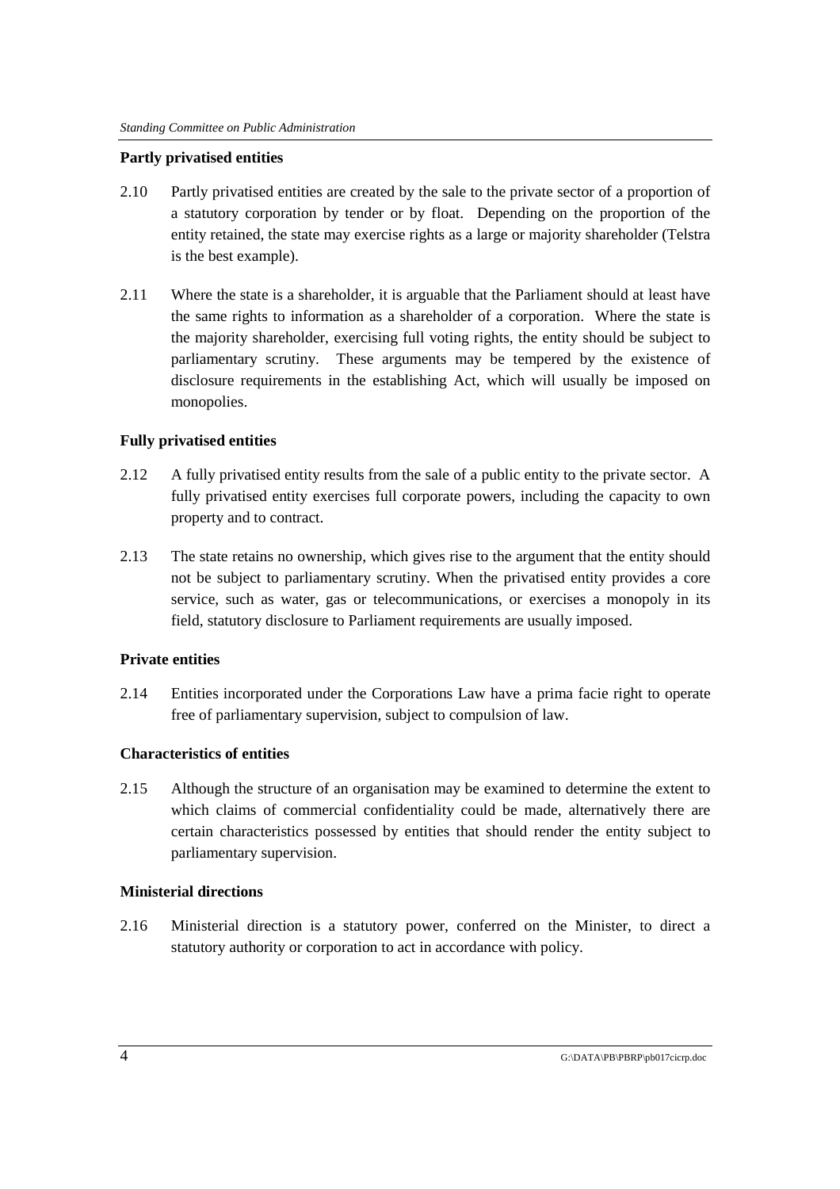### Partly privatised entities

2.10 Partly privatised entities are created by the sale to the private sector of a proportion of a statutory corporation by tender or by float. Depending on the proportion of the entity retained, the state may exercise rights as a large or majority shareholder (Telstra is the best example).

2.11 Where the state is a shareholder, it is arguable that the Parliament should at least have the same rights to information as a shareholder of a corporation. Where the state is the majority shareholder, exercising full voting rights, the entity should be subject to parliamentary scrutiny. These arguments may be tempered by the existence of disclosure requirements in the establishing Act, which will usually be imposed on monopolies.

### Fully privatised entities

2.12 A fully privatised entity results from the sale of a public entity to the private sector. A fully privatised entity exercises full corporate powers, including the capacity to own property and to contract.

2.13 The state retains no ownership, which gives rise to the argument that the entity should not be subject to parliamentary scrutiny. When the privatised entity provides a core service, such as water, gas or telecommunications, or exercises a monopoly in its field, statutory disclosure to Parliament requirements are usually imposed.

### Private entities

2.14 Entities incorporated under the Corporations Law have a prima facie right to operate free of parliamentary supervision, subject to compulsion of law.

### Characteristics of entities

2.15 Although the structure of an organisation may be examined to determine the extent to which claims of commercial confidentiality could be made, alternatively there are certain characteristics possessed by entities that should render the entity subject to parliamentary supervision.

### Ministerial directions

2.16 Ministerial direction is a statutory power, conferred on the Minister, to direct a statutory authority or corporation to act in accordance with policy.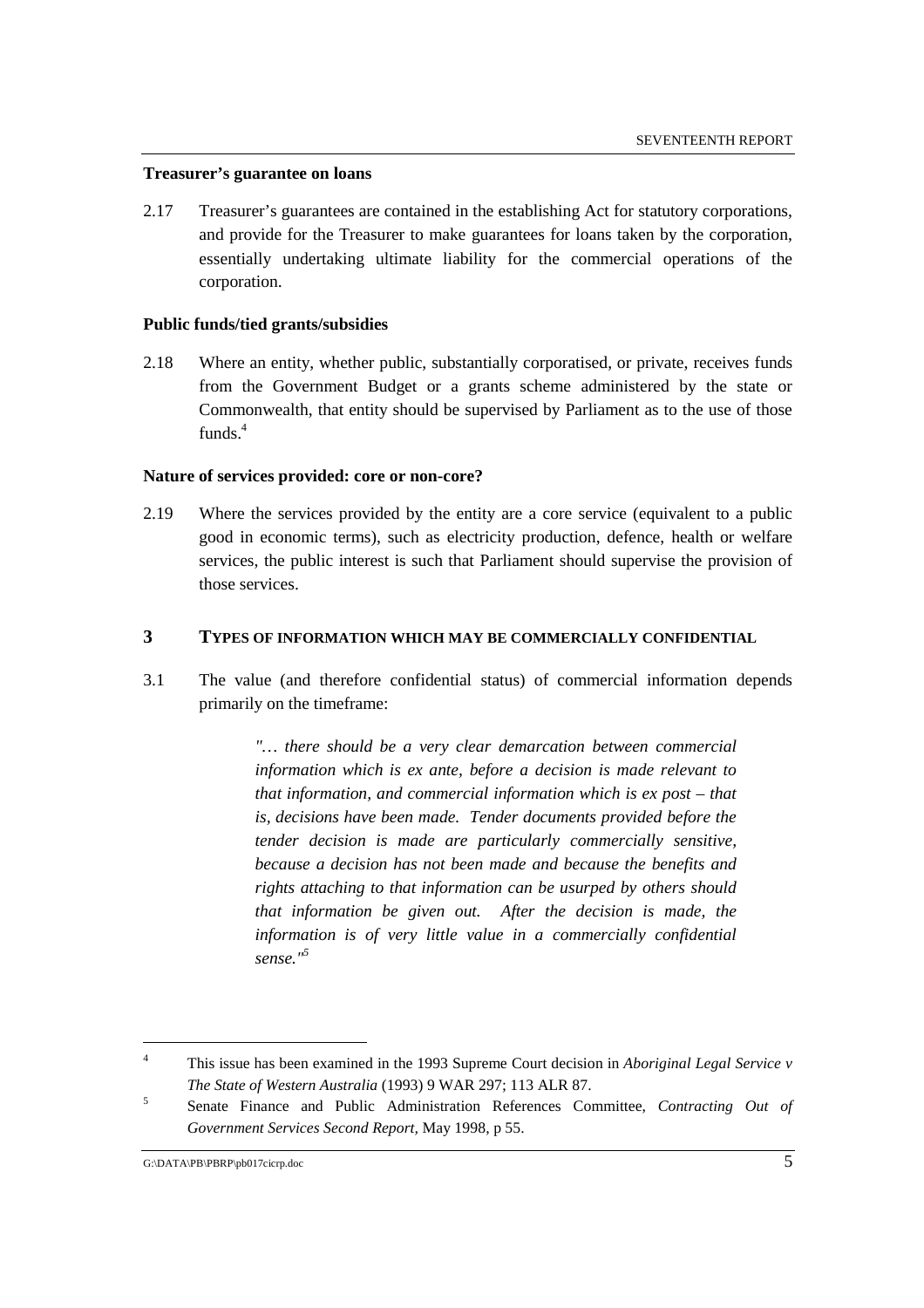**Treasurer's guarantee on loans**

2.17 Treasurer's guarantees are contained in the establishing Act for statutory corporations, and provide for the Treasurer to make guarantees for loans taken by the corporation, essentially undertaking ultimate liability for the commercial operations of the corporation.

**Public funds/tied grants/subsidies**

2.18 Where an entity, whether public, substantially corporatised, or private, receives funds from the Government Budget or a grants scheme administered by the state or Commonwealth, that entity should be supervised by Parliament as to the use of those funds.[4]

**Nature of services provided: core or non-core?**

2.19 Where the services provided by the entity are a core service (equivalent to a public good in economic terms), such as electricity production, defence, health or welfare services, the public interest is such that Parliament should supervise the provision of those services.

## 3 TYPES OF INFORMATION WHICH MAY BE COMMERCIALLY CONFIDENTIAL

3.1 The value (and therefore confidential status) of commercial information depends primarily on the timeframe:

> *"… there should be a very clear demarcation between commercial information which is ex ante, before a decision is made relevant to that information, and commercial information which is ex post – that is, decisions have been made. Tender documents provided before the tender decision is made are particularly commercially sensitive, because a decision has not been made and because the benefits and rights attaching to that information can be usurped by others should that information be given out. After the decision is made, the information is of very little value in a commercially confidential sense."*[5]

---

[4] This issue has been examined in the 1993 Supreme Court decision in *Aboriginal Legal Service v The State of Western Australia* (1993) 9 WAR 297; 113 ALR 87.

[5] Senate Finance and Public Administration References Committee, *Contracting Out of Government Services Second Report*, May 1998, p 55.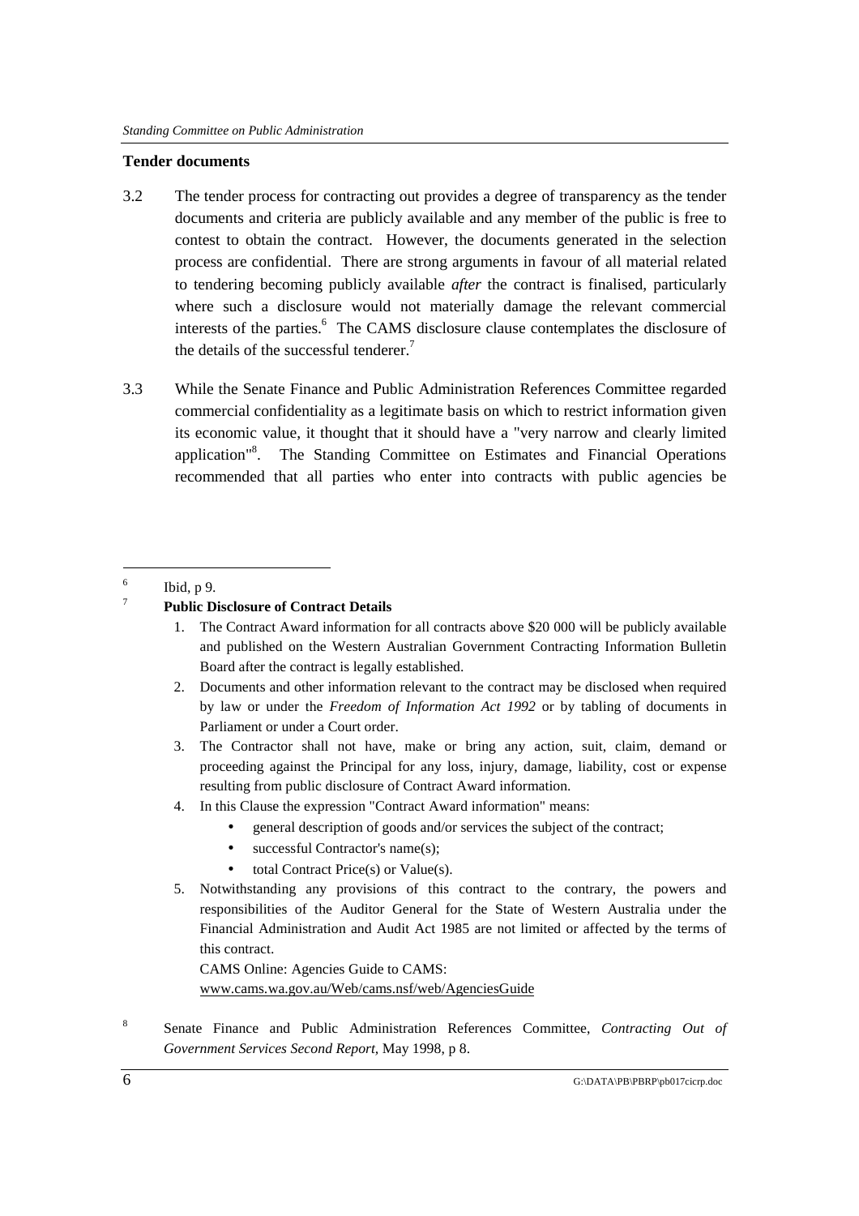**Tender documents**

3.2 The tender process for contracting out provides a degree of transparency as the tender documents and criteria are publicly available and any member of the public is free to contest to obtain the contract. However, the documents generated in the selection process are confidential. There are strong arguments in favour of all material related to tendering becoming publicly available *after* the contract is finalised, particularly where such a disclosure would not materially damage the relevant commercial interests of the parties.[6] The CAMS disclosure clause contemplates the disclosure of the details of the successful tenderer.[7]

3.3 While the Senate Finance and Public Administration References Committee regarded commercial confidentiality as a legitimate basis on which to restrict information given its economic value, it thought that it should have a "very narrow and clearly limited application"[8]. The Standing Committee on Estimates and Financial Operations recommended that all parties who enter into contracts with public agencies be

---

[6] Ibid, p 9.

[7] **Public Disclosure of Contract Details**

1. The Contract Award information for all contracts above $20 000 will be publicly available and published on the Western Australian Government Contracting Information Bulletin Board after the contract is legally established.
2. Documents and other information relevant to the contract may be disclosed when required by law or under the *Freedom of Information Act 1992* or by tabling of documents in Parliament or under a Court order.
3. The Contractor shall not have, make or bring any action, suit, claim, demand or proceeding against the Principal for any loss, injury, damage, liability, cost or expense resulting from public disclosure of Contract Award information.
4. In this Clause the expression "Contract Award information" means:
    - general description of goods and/or services the subject of the contract;
    - successful Contractor's name(s);
    - total Contract Price(s) or Value(s).
5. Notwithstanding any provisions of this contract to the contrary, the powers and responsibilities of the Auditor General for the State of Western Australia under the Financial Administration and Audit Act 1985 are not limited or affected by the terms of this contract.

CAMS Online: Agencies Guide to CAMS:
www.cams.wa.gov.au/Web/cams.nsf/web/AgenciesGuide

[8] Senate Finance and Public Administration References Committee, *Contracting Out of Government Services Second Report*, May 1998, p 8.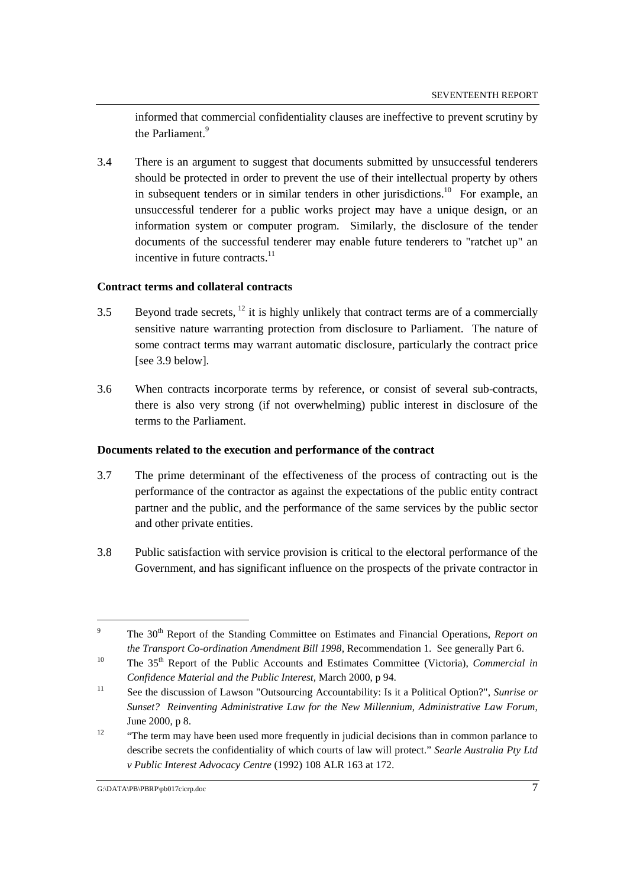informed that commercial confidentiality clauses are ineffective to prevent scrutiny by the Parliament.[9]

3.4 There is an argument to suggest that documents submitted by unsuccessful tenderers should be protected in order to prevent the use of their intellectual property by others in subsequent tenders or in similar tenders in other jurisdictions.[10] For example, an unsuccessful tenderer for a public works project may have a unique design, or an information system or computer program. Similarly, the disclosure of the tender documents of the successful tenderer may enable future tenderers to "ratchet up" an incentive in future contracts.[11]

**Contract terms and collateral contracts**

3.5 Beyond trade secrets, [12] it is highly unlikely that contract terms are of a commercially sensitive nature warranting protection from disclosure to Parliament. The nature of some contract terms may warrant automatic disclosure, particularly the contract price [see 3.9 below].

3.6 When contracts incorporate terms by reference, or consist of several sub-contracts, there is also very strong (if not overwhelming) public interest in disclosure of the terms to the Parliament.

**Documents related to the execution and performance of the contract**

3.7 The prime determinant of the effectiveness of the process of contracting out is the performance of the contractor as against the expectations of the public entity contract partner and the public, and the performance of the same services by the public sector and other private entities.

3.8 Public satisfaction with service provision is critical to the electoral performance of the Government, and has significant influence on the prospects of the private contractor in

---

[9] The 30th Report of the Standing Committee on Estimates and Financial Operations, *Report on the Transport Co-ordination Amendment Bill 1998*, Recommendation 1. See generally Part 6.

[10] The 35th Report of the Public Accounts and Estimates Committee (Victoria), *Commercial in Confidence Material and the Public Interest*, March 2000, p 94.

[11] See the discussion of Lawson "Outsourcing Accountability: Is it a Political Option?", *Sunrise or Sunset? Reinventing Administrative Law for the New Millennium, Administrative Law Forum*, June 2000, p 8.

[12] "The term may have been used more frequently in judicial decisions than in common parlance to describe secrets the confidentiality of which courts of law will protect." *Searle Australia Pty Ltd v Public Interest Advocacy Centre* (1992) 108 ALR 163 at 172.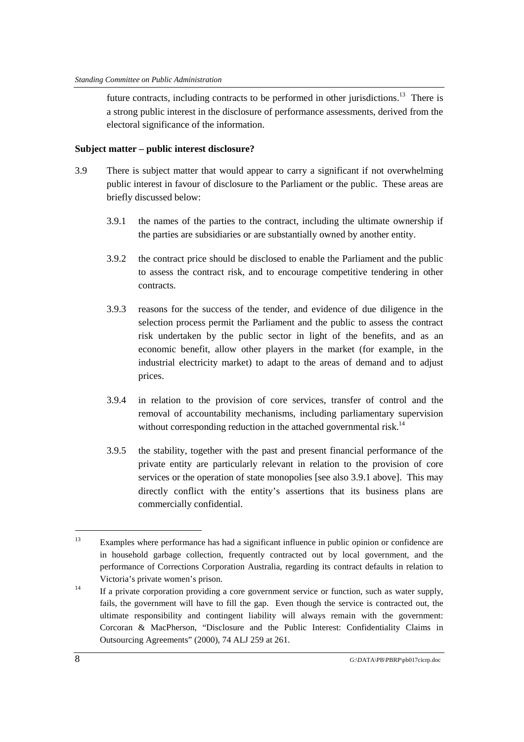future contracts, including contracts to be performed in other jurisdictions.[13] There is a strong public interest in the disclosure of performance assessments, derived from the electoral significance of the information.

**Subject matter – public interest disclosure?**

3.9 There is subject matter that would appear to carry a significant if not overwhelming public interest in favour of disclosure to the Parliament or the public. These areas are briefly discussed below:

3.9.1 the names of the parties to the contract, including the ultimate ownership if the parties are subsidiaries or are substantially owned by another entity.

3.9.2 the contract price should be disclosed to enable the Parliament and the public to assess the contract risk, and to encourage competitive tendering in other contracts.

3.9.3 reasons for the success of the tender, and evidence of due diligence in the selection process permit the Parliament and the public to assess the contract risk undertaken by the public sector in light of the benefits, and as an economic benefit, allow other players in the market (for example, in the industrial electricity market) to adapt to the areas of demand and to adjust prices.

3.9.4 in relation to the provision of core services, transfer of control and the removal of accountability mechanisms, including parliamentary supervision without corresponding reduction in the attached governmental risk.[14]

3.9.5 the stability, together with the past and present financial performance of the private entity are particularly relevant in relation to the provision of core services or the operation of state monopolies [see also 3.9.1 above]. This may directly conflict with the entity's assertions that its business plans are commercially confidential.

---

[13] Examples where performance has had a significant influence in public opinion or confidence are in household garbage collection, frequently contracted out by local government, and the performance of Corrections Corporation Australia, regarding its contract defaults in relation to Victoria's private women's prison.

[14] If a private corporation providing a core government service or function, such as water supply, fails, the government will have to fill the gap. Even though the service is contracted out, the ultimate responsibility and contingent liability will always remain with the government: Corcoran & MacPherson, "Disclosure and the Public Interest: Confidentiality Claims in Outsourcing Agreements" (2000), 74 ALJ 259 at 261.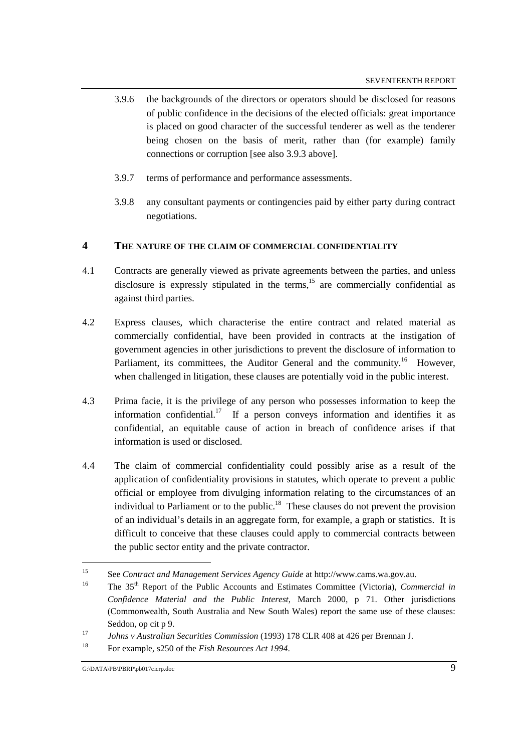3.9.6 the backgrounds of the directors or operators should be disclosed for reasons of public confidence in the decisions of the elected officials: great importance is placed on good character of the successful tenderer as well as the tenderer being chosen on the basis of merit, rather than (for example) family connections or corruption [see also 3.9.3 above].

3.9.7 terms of performance and performance assessments.

3.9.8 any consultant payments or contingencies paid by either party during contract negotiations.

## 4 THE NATURE OF THE CLAIM OF COMMERCIAL CONFIDENTIALITY

4.1 Contracts are generally viewed as private agreements between the parties, and unless disclosure is expressly stipulated in the terms,[15] are commercially confidential as against third parties.

4.2 Express clauses, which characterise the entire contract and related material as commercially confidential, have been provided in contracts at the instigation of government agencies in other jurisdictions to prevent the disclosure of information to Parliament, its committees, the Auditor General and the community.[16] However, when challenged in litigation, these clauses are potentially void in the public interest.

4.3 Prima facie, it is the privilege of any person who possesses information to keep the information confidential.[17] If a person conveys information and identifies it as confidential, an equitable cause of action in breach of confidence arises if that information is used or disclosed.

4.4 The claim of commercial confidentiality could possibly arise as a result of the application of confidentiality provisions in statutes, which operate to prevent a public official or employee from divulging information relating to the circumstances of an individual to Parliament or to the public.[18] These clauses do not prevent the provision of an individual's details in an aggregate form, for example, a graph or statistics. It is difficult to conceive that these clauses could apply to commercial contracts between the public sector entity and the private contractor.

---

[15] See *Contract and Management Services Agency Guide* at http://www.cams.wa.gov.au.

[16] The 35th Report of the Public Accounts and Estimates Committee (Victoria), *Commercial in Confidence Material and the Public Interest*, March 2000, p 71. Other jurisdictions (Commonwealth, South Australia and New South Wales) report the same use of these clauses: Seddon, op cit p 9.

[17] *Johns v Australian Securities Commission* (1993) 178 CLR 408 at 426 per Brennan J.

[18] For example, s250 of the *Fish Resources Act 1994*.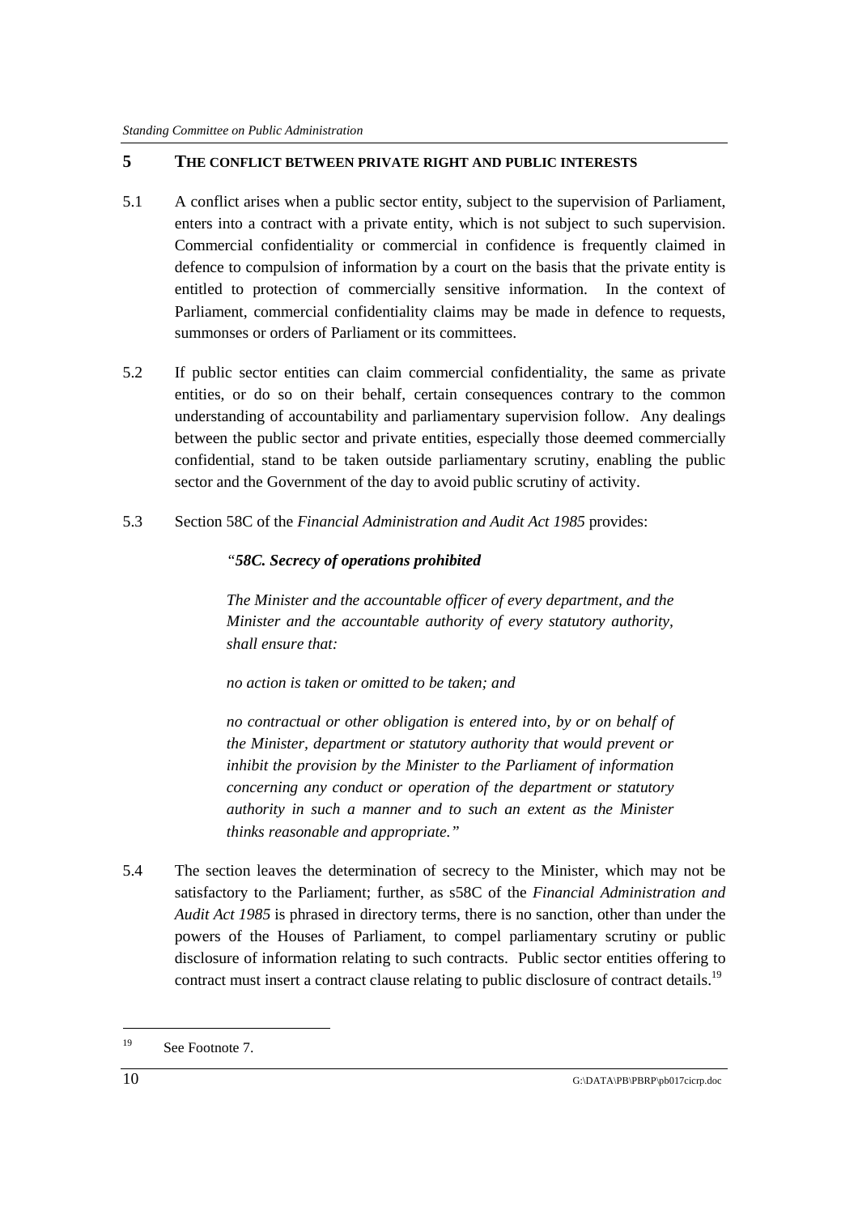## 5 THE CONFLICT BETWEEN PRIVATE RIGHT AND PUBLIC INTERESTS

5.1 A conflict arises when a public sector entity, subject to the supervision of Parliament, enters into a contract with a private entity, which is not subject to such supervision. Commercial confidentiality or commercial in confidence is frequently claimed in defence to compulsion of information by a court on the basis that the private entity is entitled to protection of commercially sensitive information. In the context of Parliament, commercial confidentiality claims may be made in defence to requests, summonses or orders of Parliament or its committees.

5.2 If public sector entities can claim commercial confidentiality, the same as private entities, or do so on their behalf, certain consequences contrary to the common understanding of accountability and parliamentary supervision follow. Any dealings between the public sector and private entities, especially those deemed commercially confidential, stand to be taken outside parliamentary scrutiny, enabling the public sector and the Government of the day to avoid public scrutiny of activity.

5.3 Section 58C of the *Financial Administration and Audit Act 1985* provides:

> *"**58C. Secrecy of operations prohibited***
>
> *The Minister and the accountable officer of every department, and the Minister and the accountable authority of every statutory authority, shall ensure that:*
>
> *no action is taken or omitted to be taken; and*
>
> *no contractual or other obligation is entered into, by or on behalf of the Minister, department or statutory authority that would prevent or inhibit the provision by the Minister to the Parliament of information concerning any conduct or operation of the department or statutory authority in such a manner and to such an extent as the Minister thinks reasonable and appropriate."*

5.4 The section leaves the determination of secrecy to the Minister, which may not be satisfactory to the Parliament; further, as s58C of the *Financial Administration and Audit Act 1985* is phrased in directory terms, there is no sanction, other than under the powers of the Houses of Parliament, to compel parliamentary scrutiny or public disclosure of information relating to such contracts. Public sector entities offering to contract must insert a contract clause relating to public disclosure of contract details.[19]

---

[19] See Footnote 7.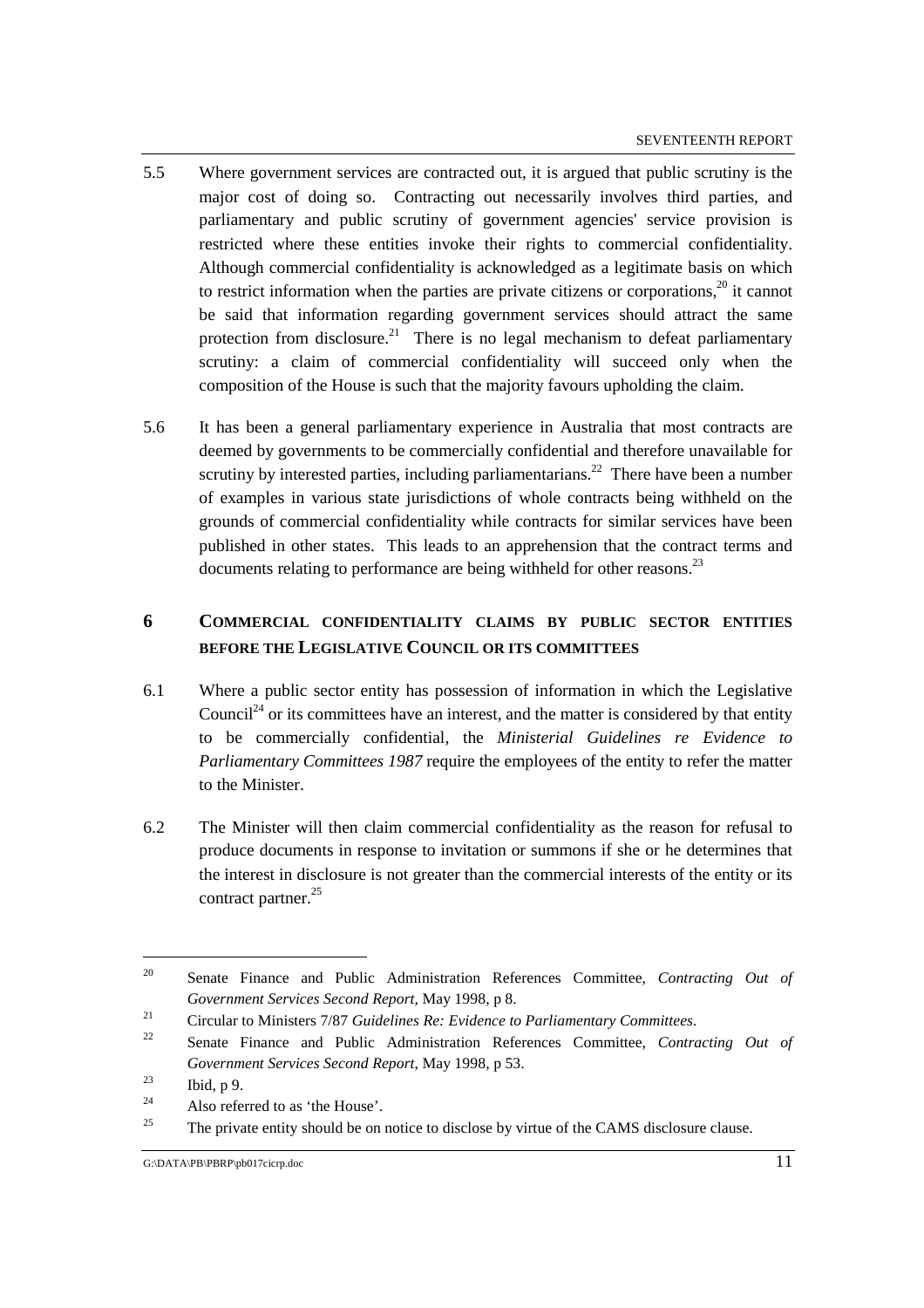5.5 Where government services are contracted out, it is argued that public scrutiny is the major cost of doing so. Contracting out necessarily involves third parties, and parliamentary and public scrutiny of government agencies' service provision is restricted where these entities invoke their rights to commercial confidentiality. Although commercial confidentiality is acknowledged as a legitimate basis on which to restrict information when the parties are private citizens or corporations,[20] it cannot be said that information regarding government services should attract the same protection from disclosure.[21] There is no legal mechanism to defeat parliamentary scrutiny: a claim of commercial confidentiality will succeed only when the composition of the House is such that the majority favours upholding the claim.

5.6 It has been a general parliamentary experience in Australia that most contracts are deemed by governments to be commercially confidential and therefore unavailable for scrutiny by interested parties, including parliamentarians.[22] There have been a number of examples in various state jurisdictions of whole contracts being withheld on the grounds of commercial confidentiality while contracts for similar services have been published in other states. This leads to an apprehension that the contract terms and documents relating to performance are being withheld for other reasons.[23]

## 6 Commercial Confidentiality Claims by Public Sector Entities before the Legislative Council or its Committees

6.1 Where a public sector entity has possession of information in which the Legislative Council[24] or its committees have an interest, and the matter is considered by that entity to be commercially confidential, the *Ministerial Guidelines re Evidence to Parliamentary Committees 1987* require the employees of the entity to refer the matter to the Minister.

6.2 The Minister will then claim commercial confidentiality as the reason for refusal to produce documents in response to invitation or summons if she or he determines that the interest in disclosure is not greater than the commercial interests of the entity or its contract partner.[25]

---

[20] Senate Finance and Public Administration References Committee, *Contracting Out of Government Services Second Report*, May 1998, p 8.

[21] Circular to Ministers 7/87 *Guidelines Re: Evidence to Parliamentary Committees.*

[22] Senate Finance and Public Administration References Committee, *Contracting Out of Government Services Second Report*, May 1998, p 53.

[23] Ibid, p 9.

[24] Also referred to as 'the House'.

[25] The private entity should be on notice to disclose by virtue of the CAMS disclosure clause.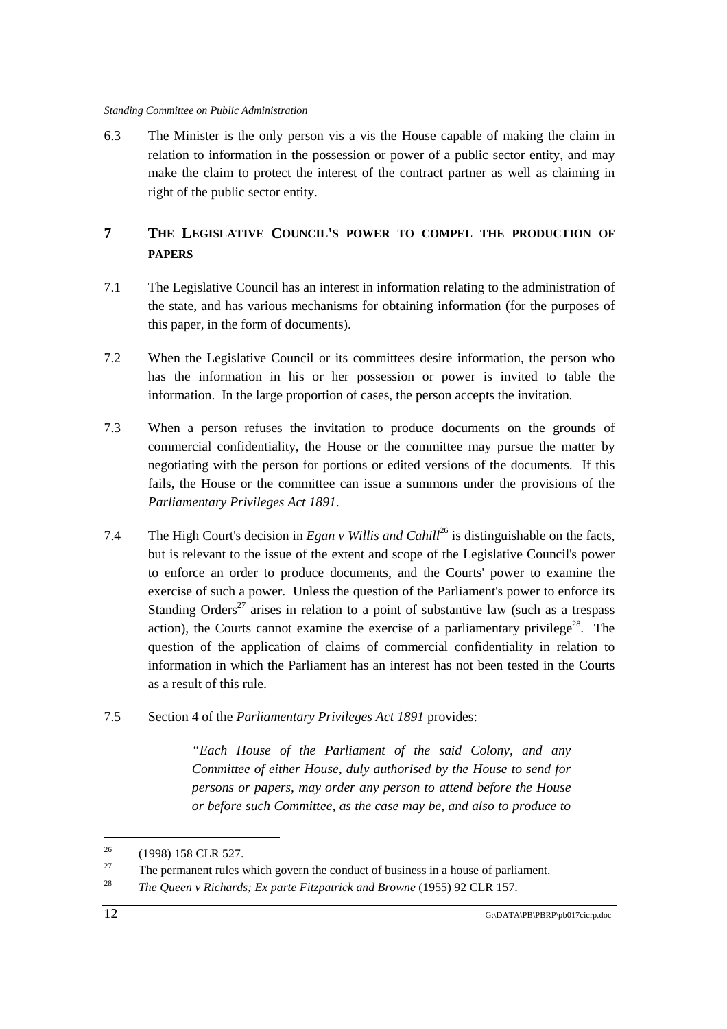6.3 The Minister is the only person vis a vis the House capable of making the claim in relation to information in the possession or power of a public sector entity, and may make the claim to protect the interest of the contract partner as well as claiming in right of the public sector entity.

## 7 THE LEGISLATIVE COUNCIL'S POWER TO COMPEL THE PRODUCTION OF PAPERS

7.1 The Legislative Council has an interest in information relating to the administration of the state, and has various mechanisms for obtaining information (for the purposes of this paper, in the form of documents).

7.2 When the Legislative Council or its committees desire information, the person who has the information in his or her possession or power is invited to table the information. In the large proportion of cases, the person accepts the invitation.

7.3 When a person refuses the invitation to produce documents on the grounds of commercial confidentiality, the House or the committee may pursue the matter by negotiating with the person for portions or edited versions of the documents. If this fails, the House or the committee can issue a summons under the provisions of the *Parliamentary Privileges Act 1891*.

7.4 The High Court's decision in *Egan v Willis and Cahill*[26] is distinguishable on the facts, but is relevant to the issue of the extent and scope of the Legislative Council's power to enforce an order to produce documents, and the Courts' power to examine the exercise of such a power. Unless the question of the Parliament's power to enforce its Standing Orders[27] arises in relation to a point of substantive law (such as a trespass action), the Courts cannot examine the exercise of a parliamentary privilege[28]. The question of the application of claims of commercial confidentiality in relation to information in which the Parliament has an interest has not been tested in the Courts as a result of this rule.

7.5 Section 4 of the *Parliamentary Privileges Act 1891* provides:

> *"Each House of the Parliament of the said Colony, and any Committee of either House, duly authorised by the House to send for persons or papers, may order any person to attend before the House or before such Committee, as the case may be, and also to produce to*

---

26 (1998) 158 CLR 527.

27 The permanent rules which govern the conduct of business in a house of parliament.

28 *The Queen v Richards; Ex parte Fitzpatrick and Browne* (1955) 92 CLR 157.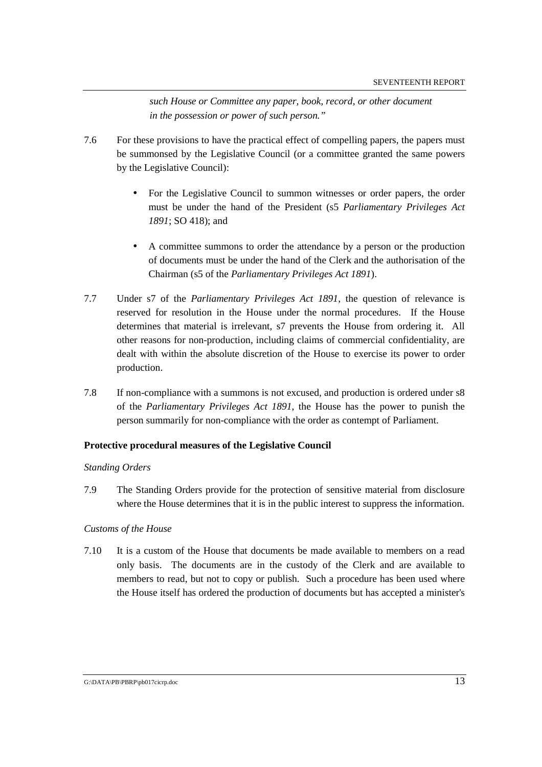> *such House or Committee any paper, book, record, or other document in the possession or power of such person."*

7.6 For these provisions to have the practical effect of compelling papers, the papers must be summonsed by the Legislative Council (or a committee granted the same powers by the Legislative Council):

- For the Legislative Council to summon witnesses or order papers, the order must be under the hand of the President (s5 *Parliamentary Privileges Act 1891*; SO 418); and

- A committee summons to order the attendance by a person or the production of documents must be under the hand of the Clerk and the authorisation of the Chairman (s5 of the *Parliamentary Privileges Act 1891*).

7.7 Under s7 of the *Parliamentary Privileges Act 1891*, the question of relevance is reserved for resolution in the House under the normal procedures. If the House determines that material is irrelevant, s7 prevents the House from ordering it. All other reasons for non-production, including claims of commercial confidentiality, are dealt with within the absolute discretion of the House to exercise its power to order production.

7.8 If non-compliance with a summons is not excused, and production is ordered under s8 of the *Parliamentary Privileges Act 1891*, the House has the power to punish the person summarily for non-compliance with the order as contempt of Parliament.

**Protective procedural measures of the Legislative Council**

*Standing Orders*

7.9 The Standing Orders provide for the protection of sensitive material from disclosure where the House determines that it is in the public interest to suppress the information.

*Customs of the House*

7.10 It is a custom of the House that documents be made available to members on a read only basis. The documents are in the custody of the Clerk and are available to members to read, but not to copy or publish. Such a procedure has been used where the House itself has ordered the production of documents but has accepted a minister's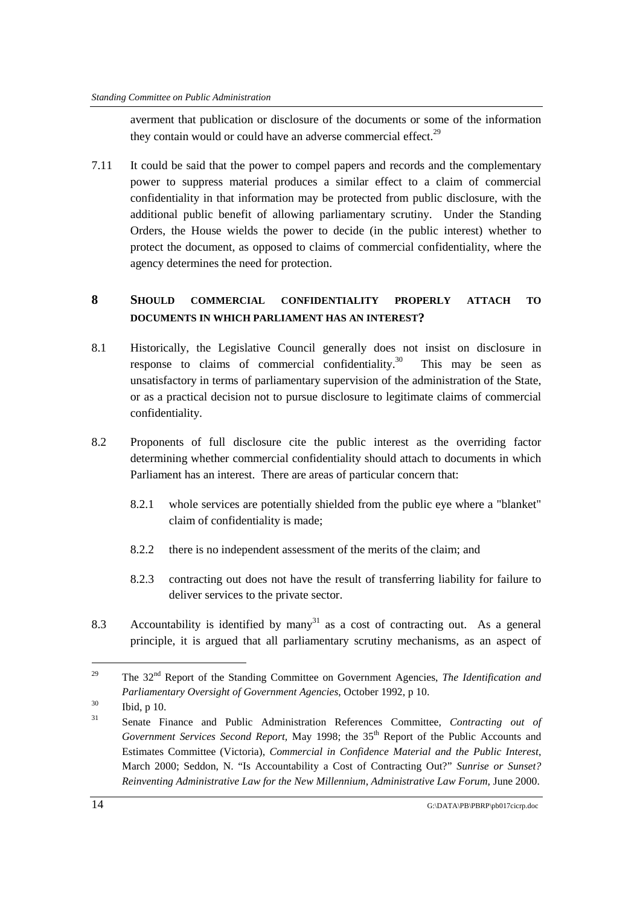averment that publication or disclosure of the documents or some of the information they contain would or could have an adverse commercial effect.[29]

7.11 It could be said that the power to compel papers and records and the complementary power to suppress material produces a similar effect to a claim of commercial confidentiality in that information may be protected from public disclosure, with the additional public benefit of allowing parliamentary scrutiny. Under the Standing Orders, the House wields the power to decide (in the public interest) whether to protect the document, as opposed to claims of commercial confidentiality, where the agency determines the need for protection.

## 8 SHOULD COMMERCIAL CONFIDENTIALITY PROPERLY ATTACH TO DOCUMENTS IN WHICH PARLIAMENT HAS AN INTEREST?

8.1 Historically, the Legislative Council generally does not insist on disclosure in response to claims of commercial confidentiality.[30] This may be seen as unsatisfactory in terms of parliamentary supervision of the administration of the State, or as a practical decision not to pursue disclosure to legitimate claims of commercial confidentiality.

8.2 Proponents of full disclosure cite the public interest as the overriding factor determining whether commercial confidentiality should attach to documents in which Parliament has an interest. There are areas of particular concern that:

8.2.1 whole services are potentially shielded from the public eye where a "blanket" claim of confidentiality is made;

8.2.2 there is no independent assessment of the merits of the claim; and

8.2.3 contracting out does not have the result of transferring liability for failure to deliver services to the private sector.

8.3 Accountability is identified by many[31] as a cost of contracting out. As a general principle, it is argued that all parliamentary scrutiny mechanisms, as an aspect of

---

[29] The 32nd Report of the Standing Committee on Government Agencies, *The Identification and Parliamentary Oversight of Government Agencies*, October 1992, p 10.

[30] Ibid, p 10.

[31] Senate Finance and Public Administration References Committee, *Contracting out of Government Services Second Report*, May 1998; the 35th Report of the Public Accounts and Estimates Committee (Victoria), *Commercial in Confidence Material and the Public Interest*, March 2000; Seddon, N. "Is Accountability a Cost of Contracting Out?" *Sunrise or Sunset? Reinventing Administrative Law for the New Millennium, Administrative Law Forum*, June 2000.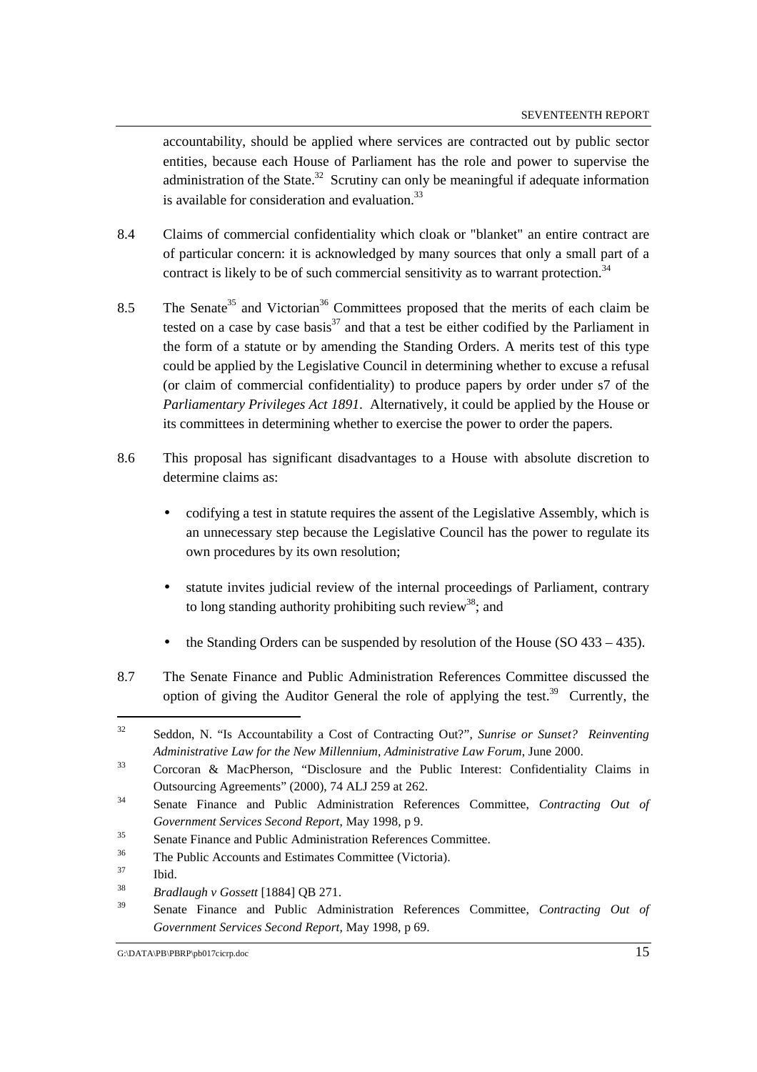accountability, should be applied where services are contracted out by public sector entities, because each House of Parliament has the role and power to supervise the administration of the State.[32] Scrutiny can only be meaningful if adequate information is available for consideration and evaluation.[33]

8.4 Claims of commercial confidentiality which cloak or "blanket" an entire contract are of particular concern: it is acknowledged by many sources that only a small part of a contract is likely to be of such commercial sensitivity as to warrant protection.[34]

8.5 The Senate[35] and Victorian[36] Committees proposed that the merits of each claim be tested on a case by case basis[37] and that a test be either codified by the Parliament in the form of a statute or by amending the Standing Orders. A merits test of this type could be applied by the Legislative Council in determining whether to excuse a refusal (or claim of commercial confidentiality) to produce papers by order under s7 of the *Parliamentary Privileges Act 1891*. Alternatively, it could be applied by the House or its committees in determining whether to exercise the power to order the papers.

8.6 This proposal has significant disadvantages to a House with absolute discretion to determine claims as:

- codifying a test in statute requires the assent of the Legislative Assembly, which is an unnecessary step because the Legislative Council has the power to regulate its own procedures by its own resolution;
- statute invites judicial review of the internal proceedings of Parliament, contrary to long standing authority prohibiting such review[38]; and
- the Standing Orders can be suspended by resolution of the House (SO 433 – 435).

8.7 The Senate Finance and Public Administration References Committee discussed the option of giving the Auditor General the role of applying the test.[39] Currently, the

---

[32] Seddon, N. "Is Accountability a Cost of Contracting Out?", *Sunrise or Sunset? Reinventing Administrative Law for the New Millennium, Administrative Law Forum,* June 2000.

[33] Corcoran & MacPherson, "Disclosure and the Public Interest: Confidentiality Claims in Outsourcing Agreements" (2000), 74 ALJ 259 at 262.

[34] Senate Finance and Public Administration References Committee, *Contracting Out of Government Services Second Report,* May 1998, p 9.

[35] Senate Finance and Public Administration References Committee.

[36] The Public Accounts and Estimates Committee (Victoria).

[37] Ibid.

[38] *Bradlaugh v Gossett* [1884] QB 271.

[39] Senate Finance and Public Administration References Committee, *Contracting Out of Government Services Second Report,* May 1998, p 69.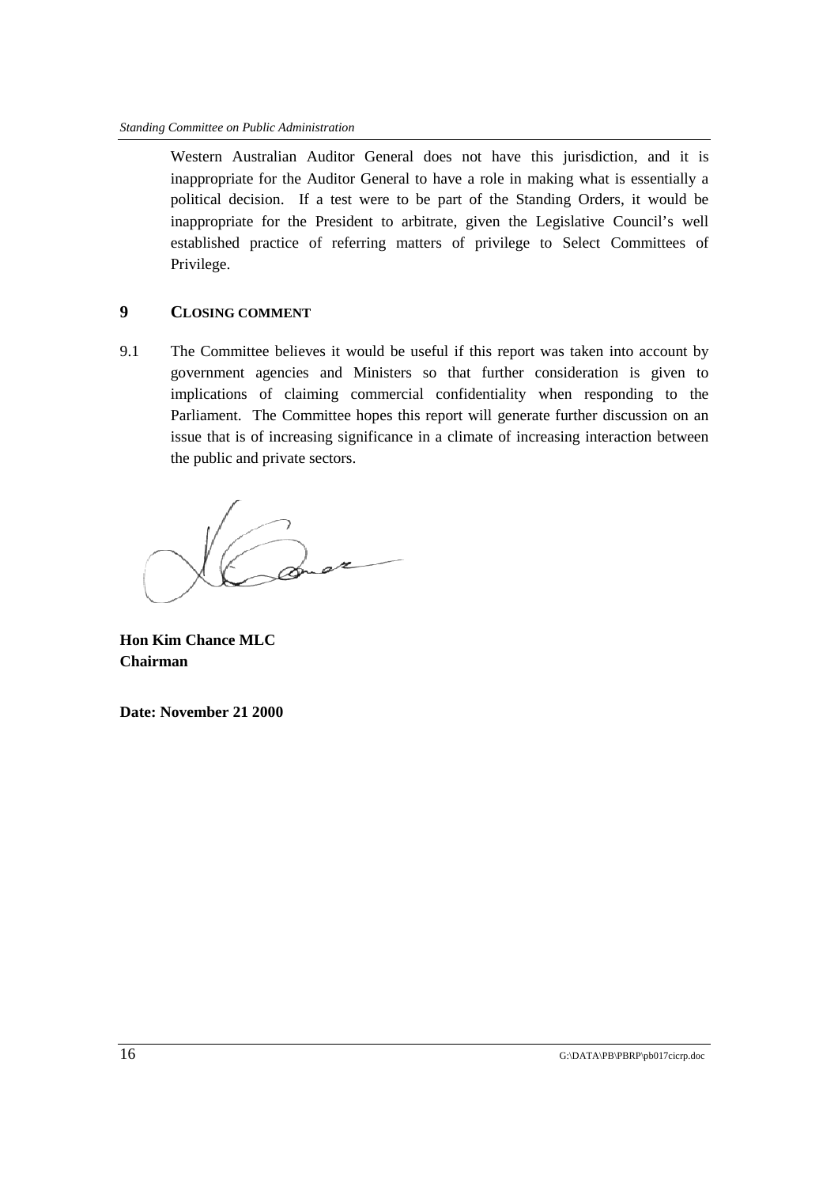Western Australian Auditor General does not have this jurisdiction, and it is inappropriate for the Auditor General to have a role in making what is essentially a political decision. If a test were to be part of the Standing Orders, it would be inappropriate for the President to arbitrate, given the Legislative Council's well established practice of referring matters of privilege to Select Committees of Privilege.

## 9 CLOSING COMMENT

9.1 The Committee believes it would be useful if this report was taken into account by government agencies and Ministers so that further consideration is given to implications of claiming commercial confidentiality when responding to the Parliament. The Committee hopes this report will generate further discussion on an issue that is of increasing significance in a climate of increasing interaction between the public and private sectors.

**Hon Kim Chance MLC**
**Chairman**

**Date: November 21 2000**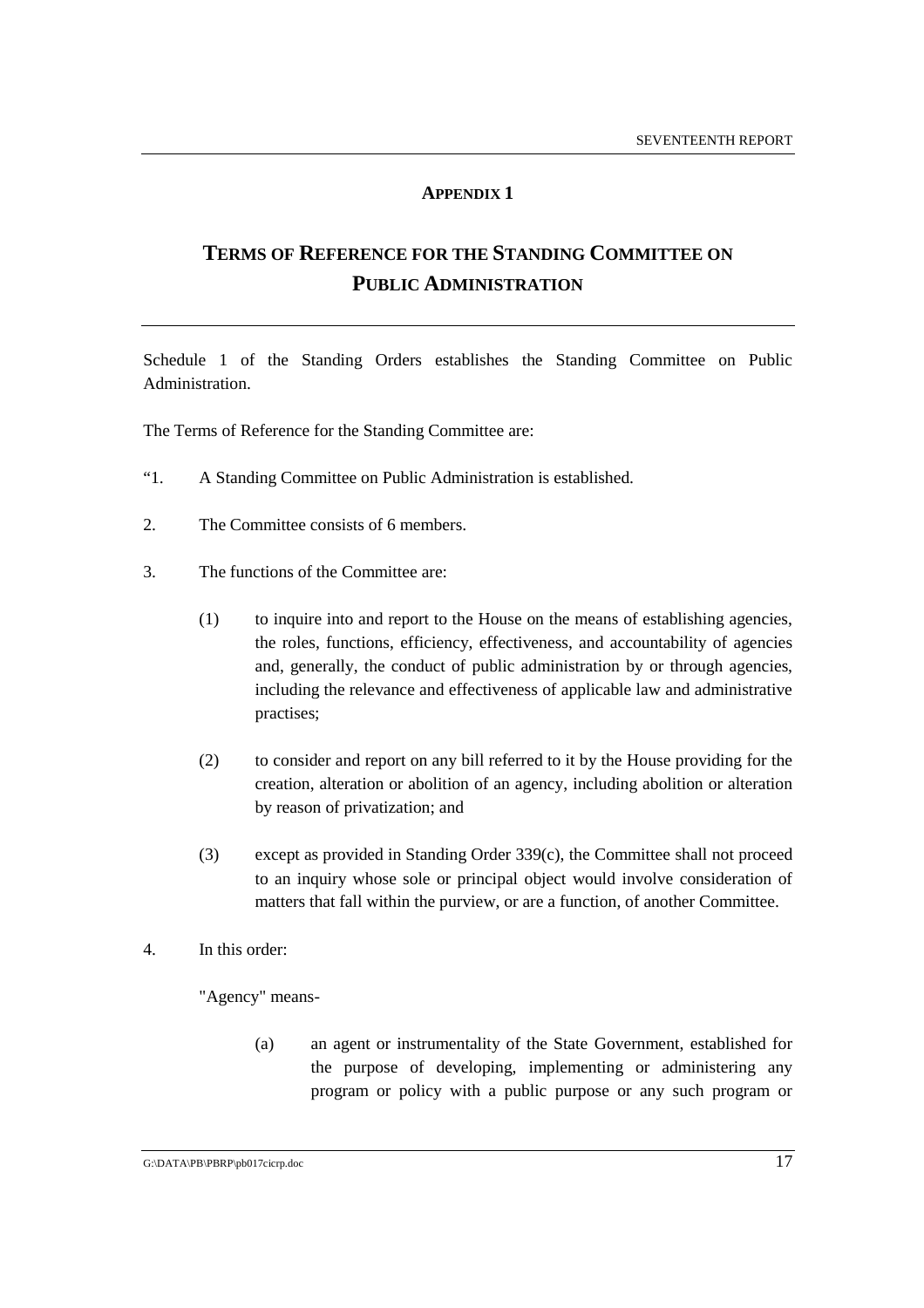## APPENDIX 1

# TERMS OF REFERENCE FOR THE STANDING COMMITTEE ON PUBLIC ADMINISTRATION

Schedule 1 of the Standing Orders establishes the Standing Committee on Public Administration.

The Terms of Reference for the Standing Committee are:

"1. A Standing Committee on Public Administration is established.

2. The Committee consists of 6 members.

3. The functions of the Committee are:

   (1) to inquire into and report to the House on the means of establishing agencies, the roles, functions, efficiency, effectiveness, and accountability of agencies and, generally, the conduct of public administration by or through agencies, including the relevance and effectiveness of applicable law and administrative practises;

   (2) to consider and report on any bill referred to it by the House providing for the creation, alteration or abolition of an agency, including abolition or alteration by reason of privatization; and

   (3) except as provided in Standing Order 339(c), the Committee shall not proceed to an inquiry whose sole or principal object would involve consideration of matters that fall within the purview, or are a function, of another Committee.

4. In this order:

   "Agency" means-

   (a) an agent or instrumentality of the State Government, established for the purpose of developing, implementing or administering any program or policy with a public purpose or any such program or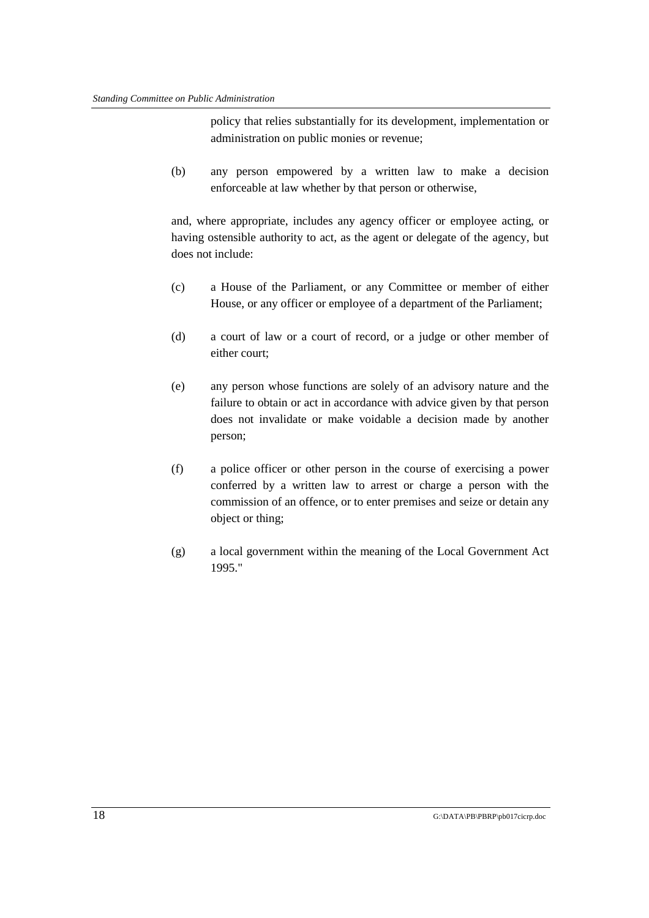policy that relies substantially for its development, implementation or administration on public monies or revenue;

(b) any person empowered by a written law to make a decision enforceable at law whether by that person or otherwise,

and, where appropriate, includes any agency officer or employee acting, or having ostensible authority to act, as the agent or delegate of the agency, but does not include:

(c) a House of the Parliament, or any Committee or member of either House, or any officer or employee of a department of the Parliament;

(d) a court of law or a court of record, or a judge or other member of either court;

(e) any person whose functions are solely of an advisory nature and the failure to obtain or act in accordance with advice given by that person does not invalidate or make voidable a decision made by another person;

(f) a police officer or other person in the course of exercising a power conferred by a written law to arrest or charge a person with the commission of an offence, or to enter premises and seize or detain any object or thing;

(g) a local government within the meaning of the Local Government Act 1995."